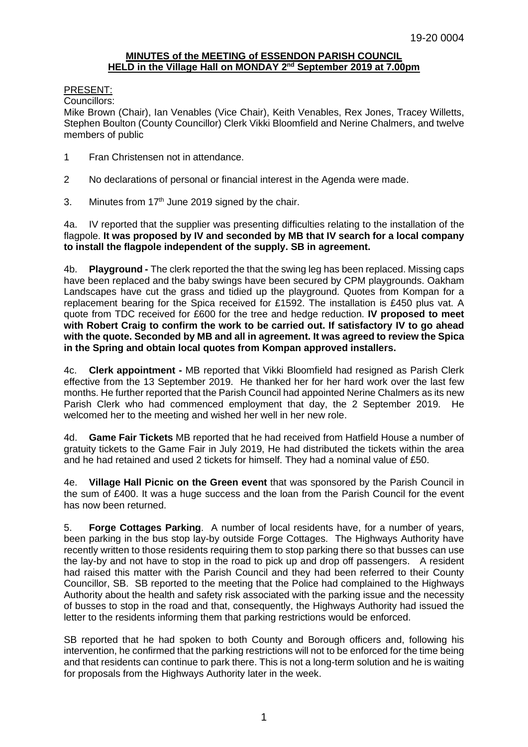19-20 0004

**MINUTES of the MEETING of ESSENDON PARISH COUNCIL HELD in the Village Hall on MONDAY 2nd September 2019 at 7.00pm**

PRESENT:

Councillors:

Mike Brown (Chair), Ian Venables (Vice Chair), Keith Venables, Rex Jones, Tracey Willetts, Stephen Boulton (County Councillor) Clerk Vikki Bloomfield and Nerine Chalmers, and twelve members of public

1 Fran Christensen not in attendance.

2 No declarations of personal or financial interest in the Agenda were made.

3. Minutes from 17th June 2019 signed by the chair.

4a. IV reported that the supplier was presenting difficulties relating to the installation of the flagpole. **It was proposed by IV and seconded by MB that IV search for a local company to install the flagpole independent of the supply. SB in agreement.**

4b. **Playground -** The clerk reported the that the swing leg has been replaced. Missing caps have been replaced and the baby swings have been secured by CPM playgrounds. Oakham Landscapes have cut the grass and tidied up the playground. Quotes from Kompan for a replacement bearing for the Spica received for £1592. The installation is £450 plus vat. A quote from TDC received for £600 for the tree and hedge reduction. **IV proposed to meet with Robert Craig to confirm the work to be carried out. If satisfactory IV to go ahead with the quote. Seconded by MB and all in agreement. It was agreed to review the Spica in the Spring and obtain local quotes from Kompan approved installers.**

4c. **Clerk appointment -** MB reported that Vikki Bloomfield had resigned as Parish Clerk effective from the 13 September 2019. He thanked her for her hard work over the last few months. He further reported that the Parish Council had appointed Nerine Chalmers as its new Parish Clerk who had commenced employment that day, the 2 September 2019. He welcomed her to the meeting and wished her well in her new role.

4d. **Game Fair Tickets** MB reported that he had received from Hatfield House a number of gratuity tickets to the Game Fair in July 2019, He had distributed the tickets within the area and he had retained and used 2 tickets for himself. They had a nominal value of £50.

4e. **Village Hall Picnic on the Green event** that was sponsored by the Parish Council in the sum of £400. It was a huge success and the loan from the Parish Council for the event has now been returned.

5. **Forge Cottages Parking**. A number of local residents have, for a number of years, been parking in the bus stop lay-by outside Forge Cottages. The Highways Authority have recently written to those residents requiring them to stop parking there so that busses can use the lay-by and not have to stop in the road to pick up and drop off passengers. A resident had raised this matter with the Parish Council and they had been referred to their County Councillor, SB. SB reported to the meeting that the Police had complained to the Highways Authority about the health and safety risk associated with the parking issue and the necessity of busses to stop in the road and that, consequently, the Highways Authority had issued the letter to the residents informing them that parking restrictions would be enforced.

SB reported that he had spoken to both County and Borough officers and, following his intervention, he confirmed that the parking restrictions will not to be enforced for the time being and that residents can continue to park there. This is not a long-term solution and he is waiting for proposals from the Highways Authority later in the week.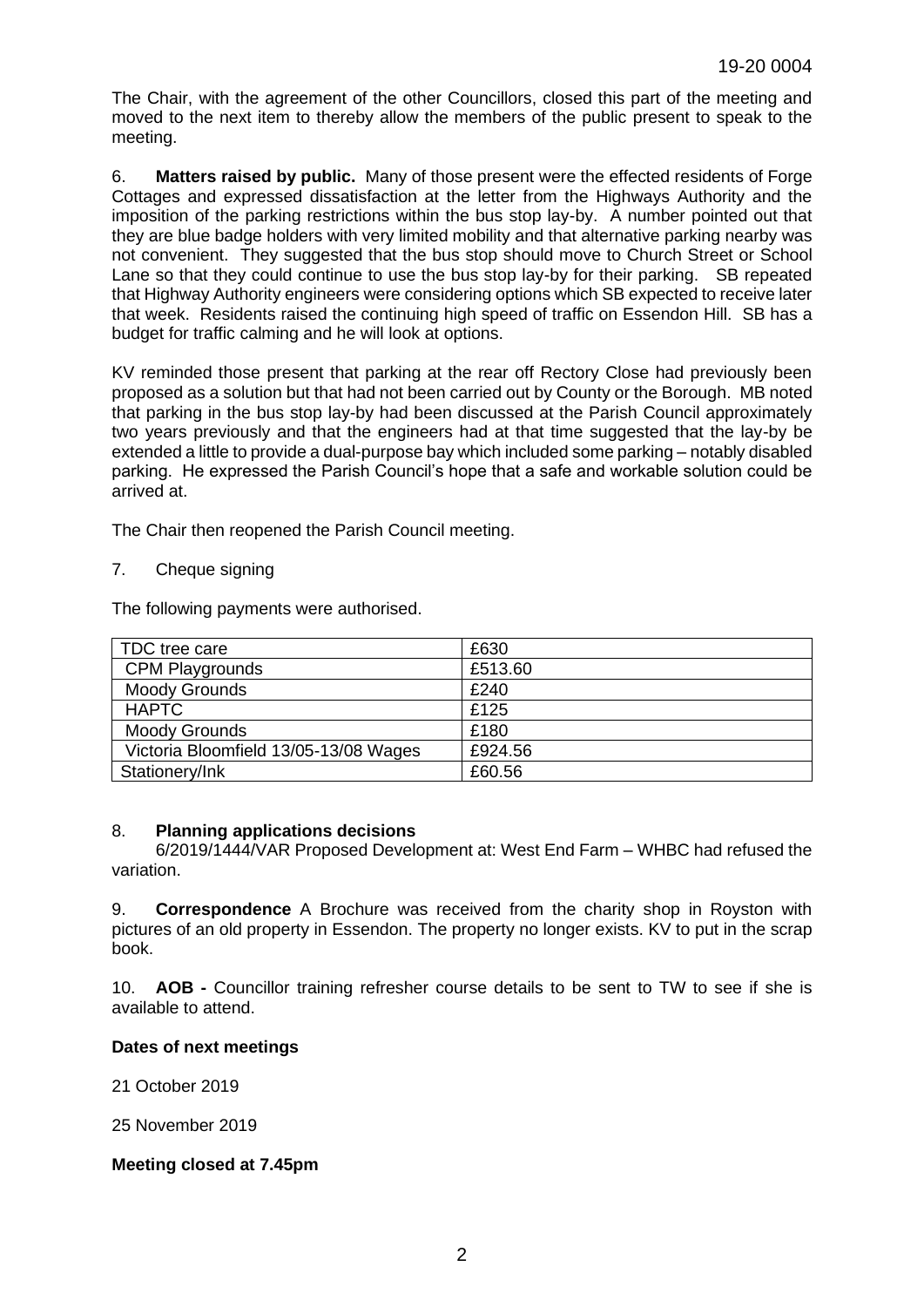19-20 0004

The Chair, with the agreement of the other Councillors, closed this part of the meeting and moved to the next item to thereby allow the members of the public present to speak to the meeting.

6. **Matters raised by public.** Many of those present were the effected residents of Forge Cottages and expressed dissatisfaction at the letter from the Highways Authority and the imposition of the parking restrictions within the bus stop lay-by. A number pointed out that they are blue badge holders with very limited mobility and that alternative parking nearby was not convenient. They suggested that the bus stop should move to Church Street or School Lane so that they could continue to use the bus stop lay-by for their parking. SB repeated that Highway Authority engineers were considering options which SB expected to receive later that week. Residents raised the continuing high speed of traffic on Essendon Hill. SB has a budget for traffic calming and he will look at options.

KV reminded those present that parking at the rear off Rectory Close had previously been proposed as a solution but that had not been carried out by County or the Borough. MB noted that parking in the bus stop lay-by had been discussed at the Parish Council approximately two years previously and that the engineers had at that time suggested that the lay-by be extended a little to provide a dual-purpose bay which included some parking – notably disabled parking. He expressed the Parish Council's hope that a safe and workable solution could be arrived at.

The Chair then reopened the Parish Council meeting.

7. Cheque signing

The following payments were authorised.

| | |
|---|---|
| TDC tree care | £630 |
| CPM Playgrounds | £513.60 |
| Moody Grounds | £240 |
| HAPTC | £125 |
| Moody Grounds | £180 |
| Victoria Bloomfield 13/05-13/08 Wages | £924.56 |
| Stationery/Ink | £60.56 |

8. **Planning applications decisions**

6/2019/1444/VAR Proposed Development at: West End Farm – WHBC had refused the variation.

9. **Correspondence** A Brochure was received from the charity shop in Royston with pictures of an old property in Essendon. The property no longer exists. KV to put in the scrap book.

10. **AOB -** Councillor training refresher course details to be sent to TW to see if she is available to attend.

**Dates of next meetings**

21 October 2019

25 November 2019

**Meeting closed at 7.45pm**